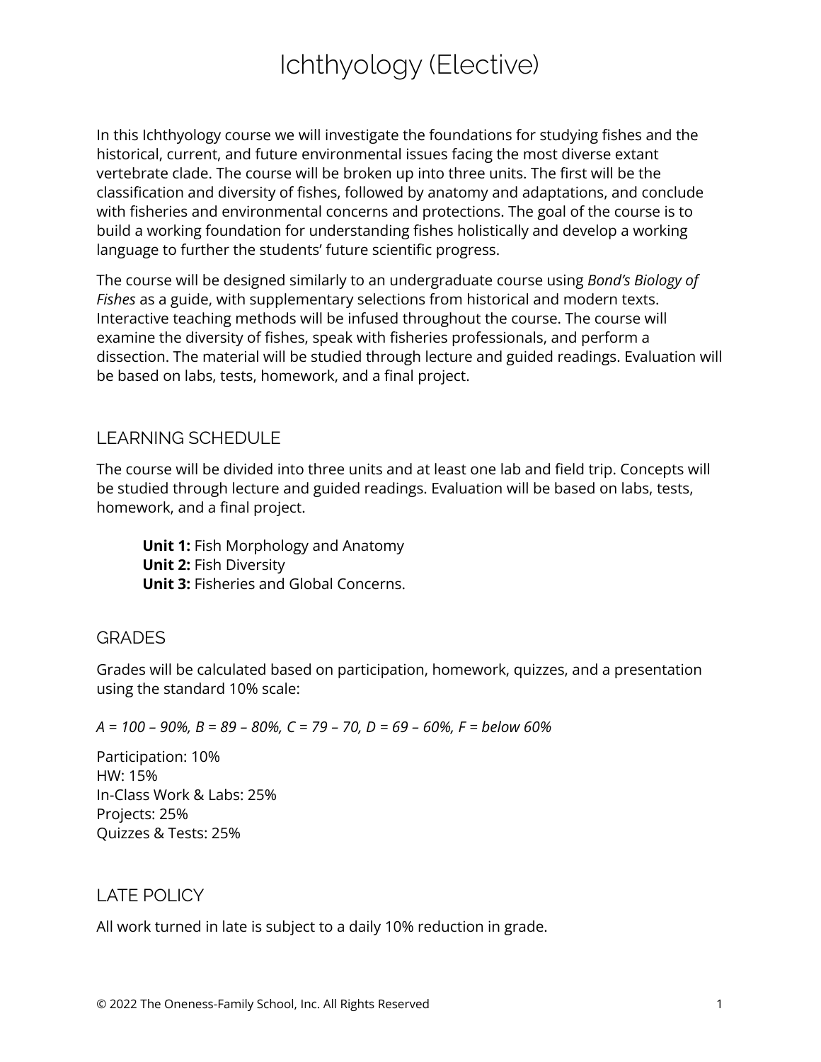# Ichthyology (Elective)

In this Ichthyology course we will investigate the foundations for studying fishes and the historical, current, and future environmental issues facing the most diverse extant vertebrate clade. The course will be broken up into three units. The first will be the classification and diversity of fishes, followed by anatomy and adaptations, and conclude with fisheries and environmental concerns and protections. The goal of the course is to build a working foundation for understanding fishes holistically and develop a working language to further the students' future scientific progress.

The course will be designed similarly to an undergraduate course using *Bond's Biology of Fishes* as a guide, with supplementary selections from historical and modern texts. Interactive teaching methods will be infused throughout the course. The course will examine the diversity of fishes, speak with fisheries professionals, and perform a dissection. The material will be studied through lecture and guided readings. Evaluation will be based on labs, tests, homework, and a final project.

## LEARNING SCHEDULE

The course will be divided into three units and at least one lab and field trip. Concepts will be studied through lecture and guided readings. Evaluation will be based on labs, tests, homework, and a final project.

**Unit 1:** Fish Morphology and Anatomy
**Unit 2:** Fish Diversity
**Unit 3:** Fisheries and Global Concerns.

## GRADES

Grades will be calculated based on participation, homework, quizzes, and a presentation using the standard 10% scale:

*A = 100 – 90%, B = 89 – 80%, C = 79 – 70, D = 69 – 60%, F = below 60%*

Participation: 10%
HW: 15%
In-Class Work & Labs: 25%
Projects: 25%
Quizzes & Tests: 25%

## LATE POLICY

All work turned in late is subject to a daily 10% reduction in grade.

© 2022 The Oneness-Family School, Inc. All Rights Reserved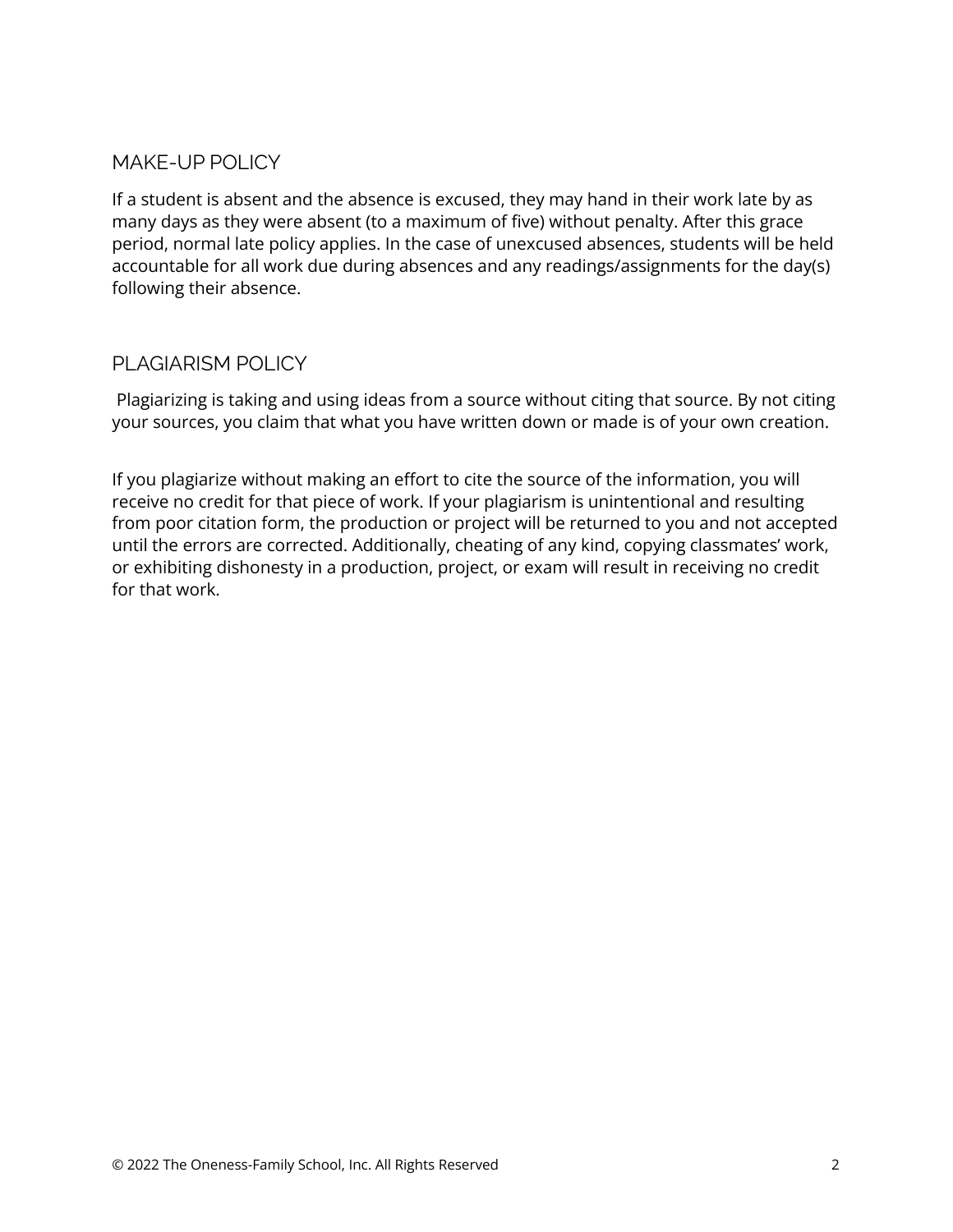## MAKE-UP POLICY

If a student is absent and the absence is excused, they may hand in their work late by as many days as they were absent (to a maximum of five) without penalty. After this grace period, normal late policy applies. In the case of unexcused absences, students will be held accountable for all work due during absences and any readings/assignments for the day(s) following their absence.

## PLAGIARISM POLICY

Plagiarizing is taking and using ideas from a source without citing that source. By not citing your sources, you claim that what you have written down or made is of your own creation.

If you plagiarize without making an effort to cite the source of the information, you will receive no credit for that piece of work. If your plagiarism is unintentional and resulting from poor citation form, the production or project will be returned to you and not accepted until the errors are corrected. Additionally, cheating of any kind, copying classmates' work, or exhibiting dishonesty in a production, project, or exam will result in receiving no credit for that work.

© 2022 The Oneness-Family School, Inc. All Rights Reserved